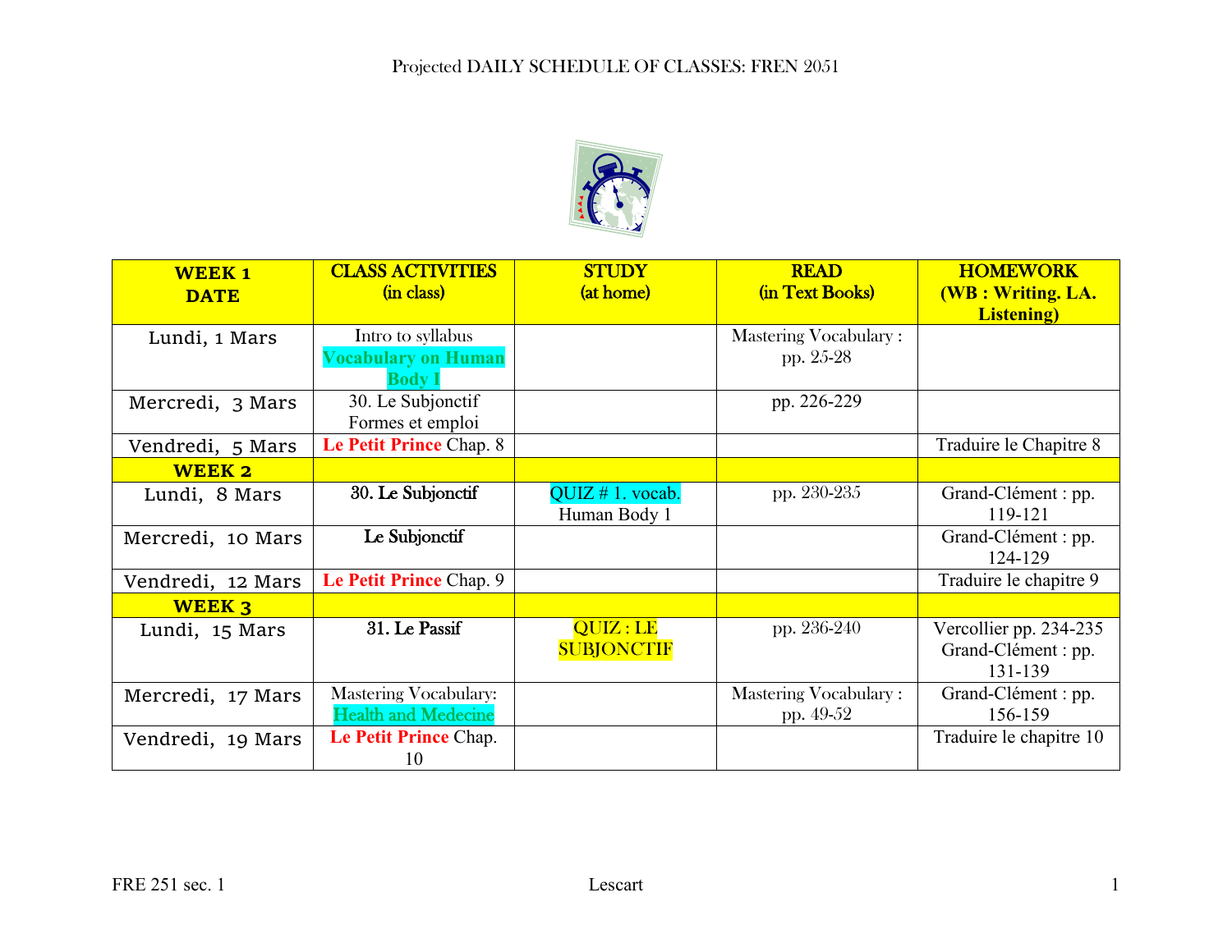# Projected DAILY SCHEDULE OF CLASSES: FREN 2051

| WEEK 1 DATE | CLASS ACTIVITIES (in class) | STUDY (at home) | READ (in Text Books) | HOMEWORK (WB : Writing. LA. Listening) |
|---|---|---|---|---|
| Lundi, 1 Mars | Intro to syllabus **Vocabulary on Human Body I** | | Mastering Vocabulary : pp. 25-28 | |
| Mercredi, 3 Mars | 30. Le Subjonctif Formes et emploi | | pp. 226-229 | |
| Vendredi, 5 Mars | **Le Petit Prince** Chap. 8 | | | Traduire le Chapitre 8 |
| **WEEK 2** | | | | |
| Lundi, 8 Mars | **30. Le Subjonctif** | QUIZ # 1. vocab. Human Body 1 | pp. 230-235 | Grand-Clément : pp. 119-121 |
| Mercredi, 10 Mars | **Le Subjonctif** | | | Grand-Clément : pp. 124-129 |
| Vendredi, 12 Mars | **Le Petit Prince** Chap. 9 | | | Traduire le chapitre 9 |
| **WEEK 3** | | | | |
| Lundi, 15 Mars | **31. Le Passif** | QUIZ : LE SUBJONCTIF | pp. 236-240 | Vercollier pp. 234-235 Grand-Clément : pp. 131-139 |
| Mercredi, 17 Mars | Mastering Vocabulary: Health and Medecine | | Mastering Vocabulary : pp. 49-52 | Grand-Clément : pp. 156-159 |
| Vendredi, 19 Mars | **Le Petit Prince** Chap. 10 | | | Traduire le chapitre 10 |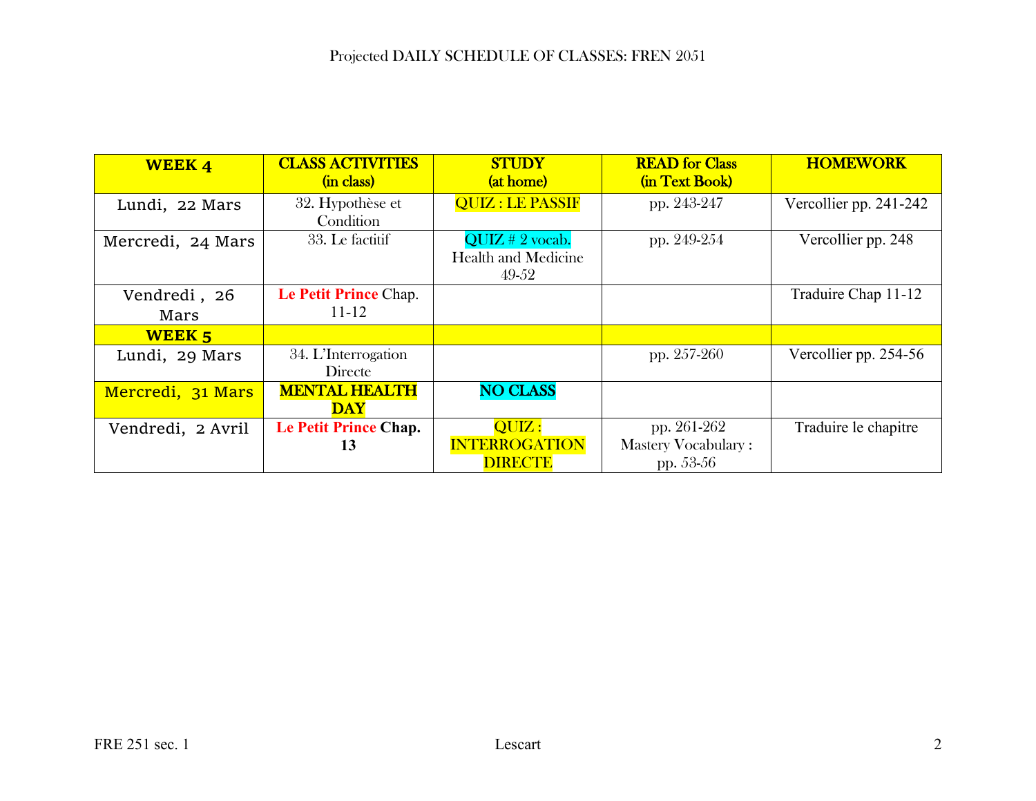Projected DAILY SCHEDULE OF CLASSES: FREN 2051

| WEEK 4 | CLASS ACTIVITIES (in class) | STUDY (at home) | READ for Class (in Text Book) | HOMEWORK |
|---|---|---|---|---|
| Lundi, 22 Mars | 32. Hypothèse et Condition | QUIZ : LE PASSIF | pp. 243-247 | Vercollier pp. 241-242 |
| Mercredi, 24 Mars | 33. Le factitif | QUIZ # 2 vocab. Health and Medicine 49-52 | pp. 249-254 | Vercollier pp. 248 |
| Vendredi , 26 Mars | **Le Petit Prince** Chap. 11-12 | | | Traduire Chap 11-12 |
| **WEEK 5** | | | | |
| Lundi, 29 Mars | 34. L'Interrogation Directe | | pp. 257-260 | Vercollier pp. 254-56 |
| Mercredi, 31 Mars | **MENTAL HEALTH DAY** | **NO CLASS** | | |
| Vendredi, 2 Avril | **Le Petit Prince Chap. 13** | QUIZ : INTERROGATION DIRECTE | pp. 261-262 Mastery Vocabulary : pp. 53-56 | Traduire le chapitre |

FRE 251 sec. 1 Lescart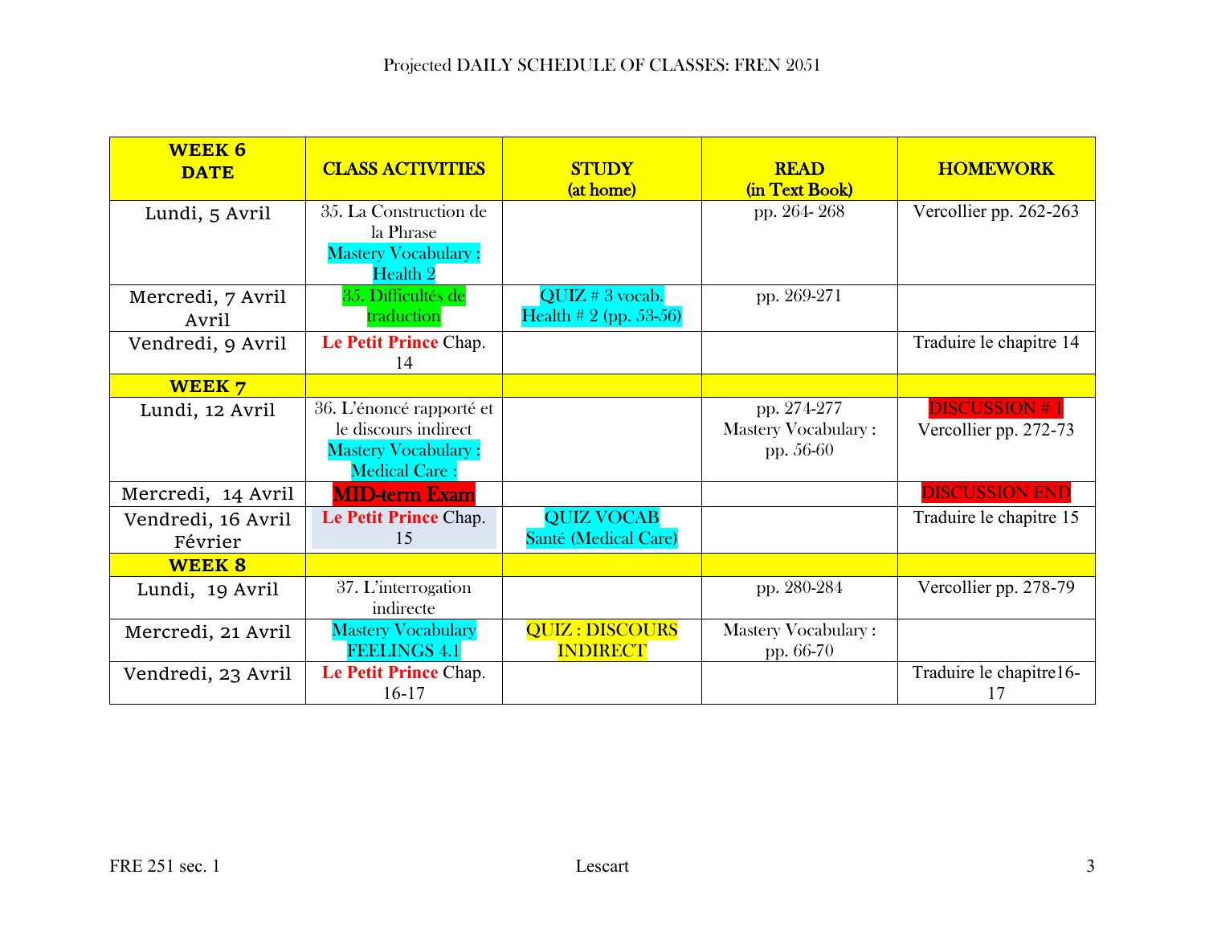Projected DAILY SCHEDULE OF CLASSES: FREN 2051

| WEEK 6 DATE | CLASS ACTIVITIES | STUDY (at home) | READ (in Text Book) | HOMEWORK |
|---|---|---|---|---|
| Lundi, 5 Avril | 35. La Construction de la Phrase Mastery Vocabulary : Health 2 | | pp. 264- 268 | Vercollier pp. 262-263 |
| Mercredi, 7 Avril Avril | 35. Difficultés de traduction | QUIZ # 3 vocab. Health # 2 (pp. 53-56) | pp. 269-271 | |
| Vendredi, 9 Avril | **Le Petit Prince** Chap. 14 | | | Traduire le chapitre 14 |
| **WEEK 7** | | | | |
| Lundi, 12 Avril | 36. L'énoncé rapporté et le discours indirect Mastery Vocabulary : Medical Care : | | pp. 274-277 Mastery Vocabulary : pp. 56-60 | DISCUSSION # 1 Vercollier pp. 272-73 |
| Mercredi, 14 Avril | **MID-term Exam** | | | DISCUSSION END |
| Vendredi, 16 Avril Février | **Le Petit Prince** Chap. 15 | QUIZ VOCAB Santé (Medical Care) | | Traduire le chapitre 15 |
| **WEEK 8** | | | | |
| Lundi, 19 Avril | 37. L'interrogation indirecte | | pp. 280-284 | Vercollier pp. 278-79 |
| Mercredi, 21 Avril | Mastery Vocabulary FEELINGS 4.1 | QUIZ : DISCOURS INDIRECT | Mastery Vocabulary : pp. 66-70 | |
| Vendredi, 23 Avril | **Le Petit Prince** Chap. 16-17 | | | Traduire le chapitre16-17 |

FRE 251 sec. 1 Lescart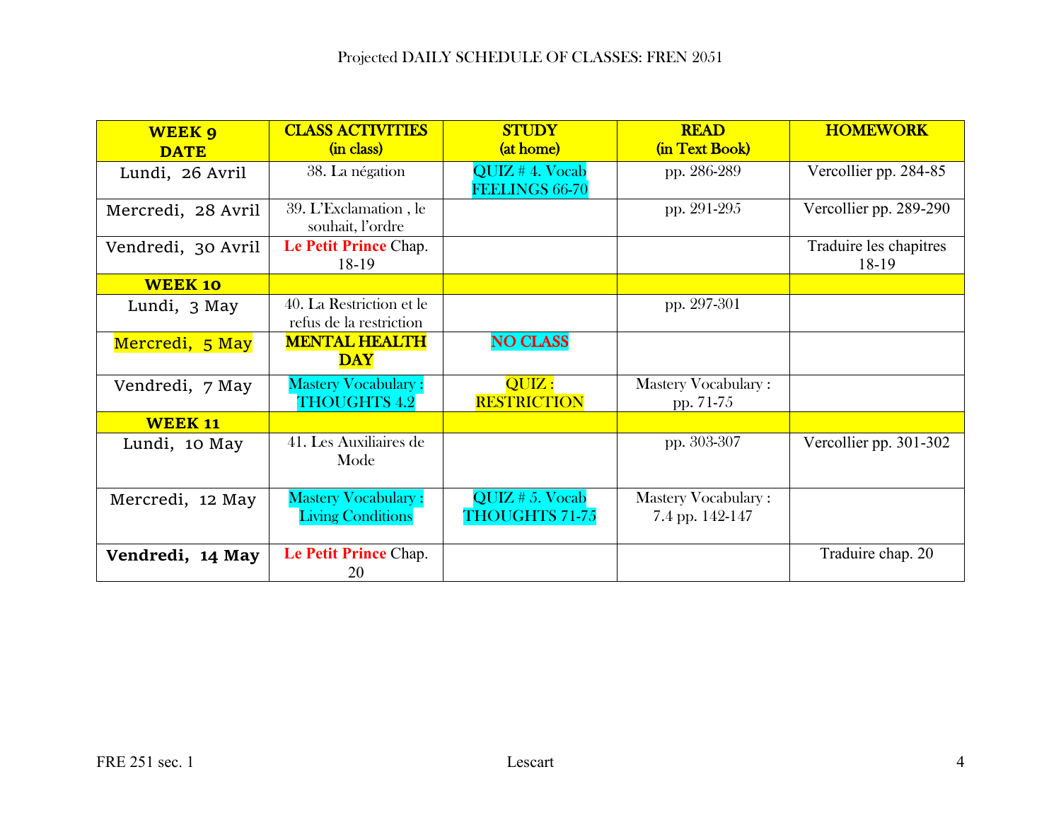Projected DAILY SCHEDULE OF CLASSES: FREN 2051

| **WEEK 9 DATE** | **CLASS ACTIVITIES (in class)** | **STUDY (at home)** | **READ (in Text Book)** | **HOMEWORK** |
|---|---|---|---|---|
| Lundi, 26 Avril | 38. La négation | QUIZ # 4. Vocab FEELINGS 66-70 | pp. 286-289 | Vercollier pp. 284-85 |
| Mercredi, 28 Avril | 39. L'Exclamation , le souhait, l'ordre | | pp. 291-295 | Vercollier pp. 289-290 |
| Vendredi, 30 Avril | **Le Petit Prince** Chap. 18-19 | | | Traduire les chapitres 18-19 |
| **WEEK 10** | | | | |
| Lundi, 3 May | 40. La Restriction et le refus de la restriction | | pp. 297-301 | |
| Mercredi, 5 May | **MENTAL HEALTH DAY** | **NO CLASS** | | |
| Vendredi, 7 May | Mastery Vocabulary : THOUGHTS 4.2 | QUIZ : RESTRICTION | Mastery Vocabulary : pp. 71-75 | |
| **WEEK 11** | | | | |
| Lundi, 10 May | 41. Les Auxiliaires de Mode | | pp. 303-307 | Vercollier pp. 301-302 |
| Mercredi, 12 May | Mastery Vocabulary : Living Conditions | QUIZ # 5. Vocab THOUGHTS 71-75 | Mastery Vocabulary : 7.4 pp. 142-147 | |
| **Vendredi, 14 May** | **Le Petit Prince** Chap. 20 | | | Traduire chap. 20 |

FRE 251 sec. 1 Lescart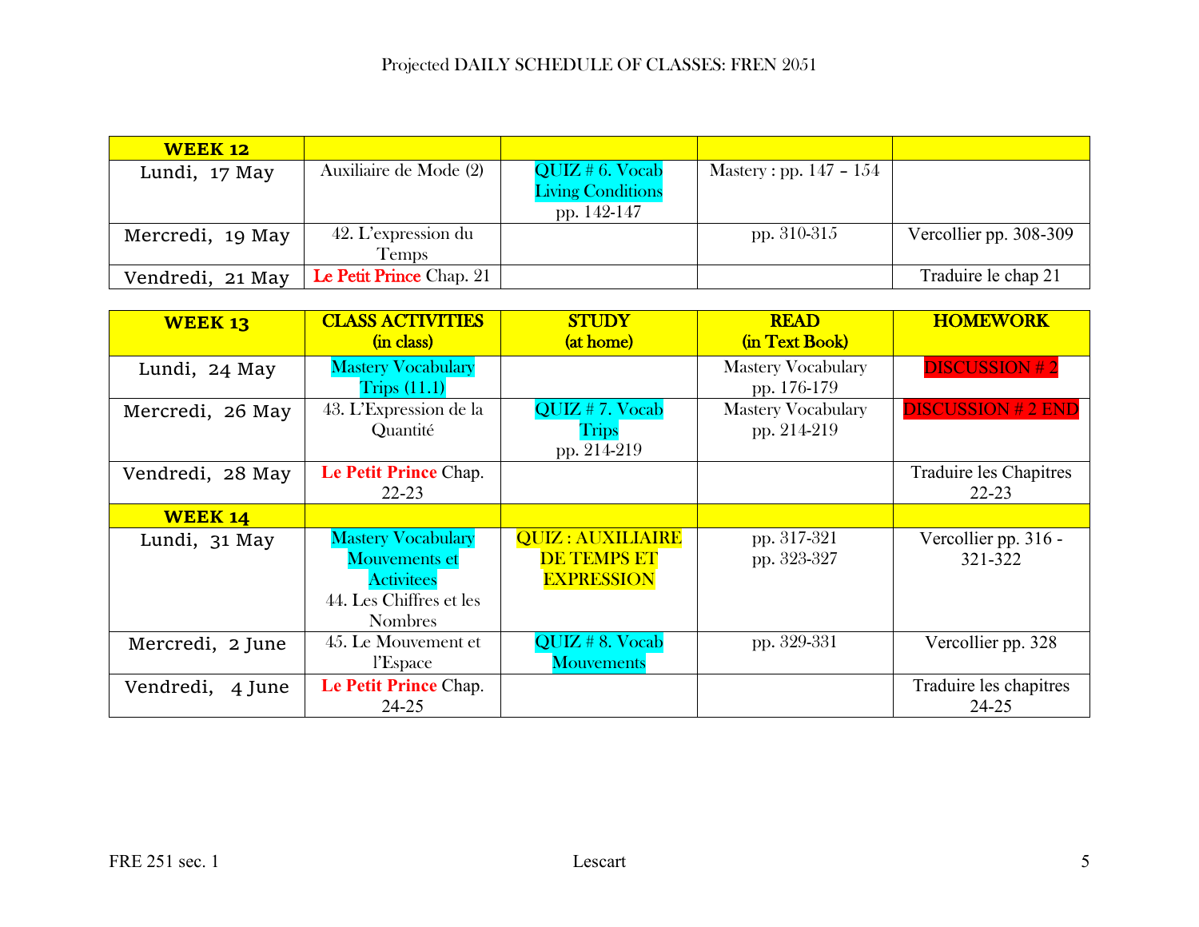# Projected DAILY SCHEDULE OF CLASSES: FREN 2051

| WEEK 12 | | | | |
|---|---|---|---|---|
| Lundi, 17 May | Auxiliaire de Mode (2) | QUIZ # 6. Vocab Living Conditions pp. 142-147 | Mastery : pp. 147 – 154 | |
| Mercredi, 19 May | 42. L'expression du Temps | | pp. 310-315 | Vercollier pp. 308-309 |
| Vendredi, 21 May | **Le Petit Prince** Chap. 21 | | | Traduire le chap 21 |

| WEEK 13 | CLASS ACTIVITIES (in class) | STUDY (at home) | READ (in Text Book) | HOMEWORK |
|---|---|---|---|---|
| Lundi, 24 May | Mastery Vocabulary Trips (11.1) | | Mastery Vocabulary pp. 176-179 | DISCUSSION # 2 |
| Mercredi, 26 May | 43. L'Expression de la Quantité | QUIZ # 7. Vocab Trips pp. 214-219 | Mastery Vocabulary pp. 214-219 | DISCUSSION # 2 END |
| Vendredi, 28 May | **Le Petit Prince** Chap. 22-23 | | | Traduire les Chapitres 22-23 |
| **WEEK 14** | | | | |
| Lundi, 31 May | Mastery Vocabulary Mouvements et Activitees 44. Les Chiffres et les Nombres | QUIZ : AUXILIAIRE DE TEMPS ET EXPRESSION | pp. 317-321 pp. 323-327 | Vercollier pp. 316 - 321-322 |
| Mercredi, 2 June | 45. Le Mouvement et l'Espace | QUIZ # 8. Vocab Mouvements | pp. 329-331 | Vercollier pp. 328 |
| Vendredi, 4 June | **Le Petit Prince** Chap. 24-25 | | | Traduire les chapitres 24-25 |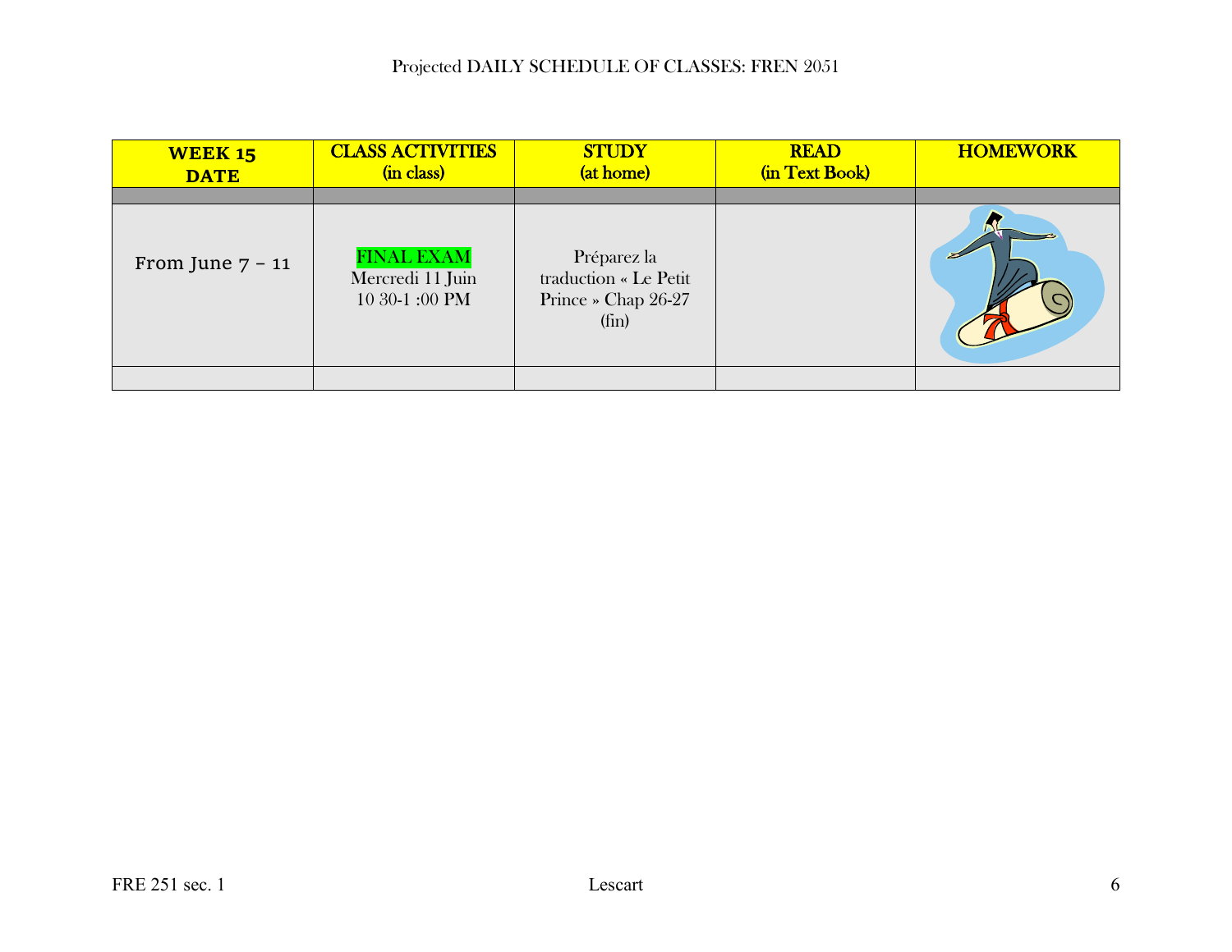Projected DAILY SCHEDULE OF CLASSES: FREN 2051

| WEEK 15 DATE | CLASS ACTIVITIES (in class) | STUDY (at home) | READ (in Text Book) | HOMEWORK |
|---|---|---|---|---|
| | | | | |
| From June 7 – 11 | FINAL EXAM Mercredi 11 Juin 10 30-1 :00 PM | Préparez la traduction « Le Petit Prince » Chap 26-27 (fin) | | |
| | | | | |